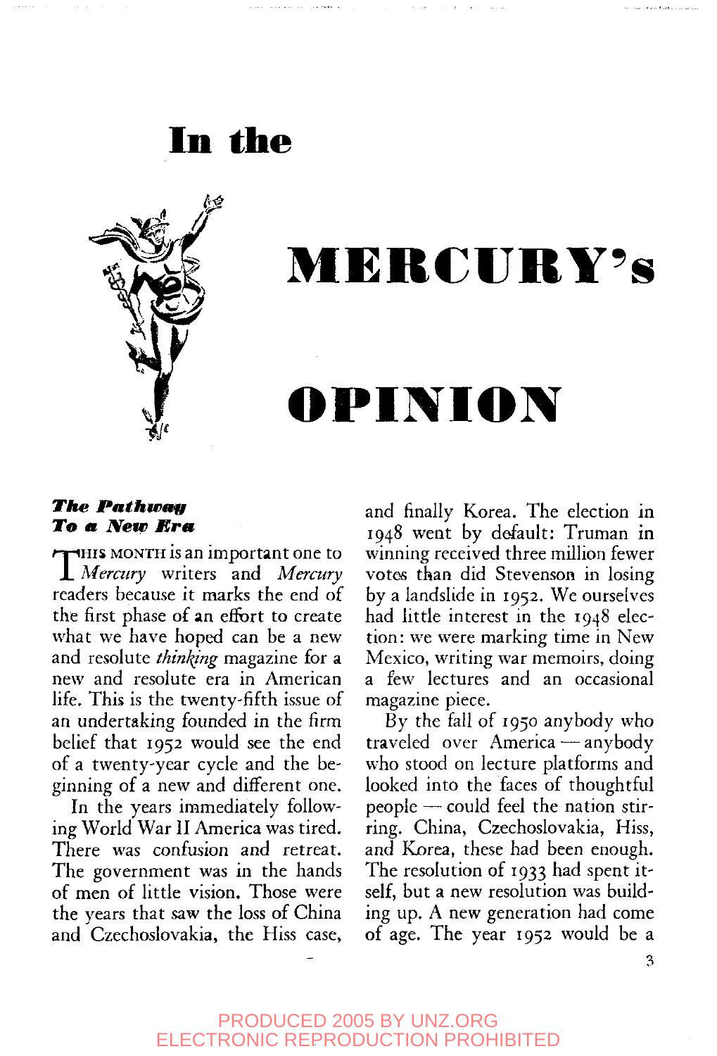# In the MERCURY's OPINION

### *The Pathway To a New Era*

THIS MONTH is an important one to *Mercury* writers and *Mercury* readers because it marks the end of the first phase of an effort to create what we have hoped can be a new and resolute *thinking* magazine for a new and resolute era in American life. This is the twenty-fifth issue of an undertaking founded in the firm belief that 1952 would see the end of a twenty-year cycle and the beginning of a new and different one.

In the years immediately following World War II America was tired. There was confusion and retreat. The government was in the hands of men of little vision. Those were the years that saw the loss of China and Czechoslovakia, the Hiss case, and finally Korea. The election in 1948 went by default: Truman in winning received three million fewer votes than did Stevenson in losing by a landslide in 1952. We ourselves had little interest in the 1948 election: we were marking time in New Mexico, writing war memoirs, doing a few lectures and an occasional magazine piece.

By the fall of 1950 anybody who traveled over America — anybody who stood on lecture platforms and looked into the faces of thoughtful people — could feel the nation stirring. China, Czechoslovakia, Hiss, and Korea, these had been enough. The resolution of 1933 had spent itself, but a new resolution was building up. A new generation had come of age. The year 1952 would be a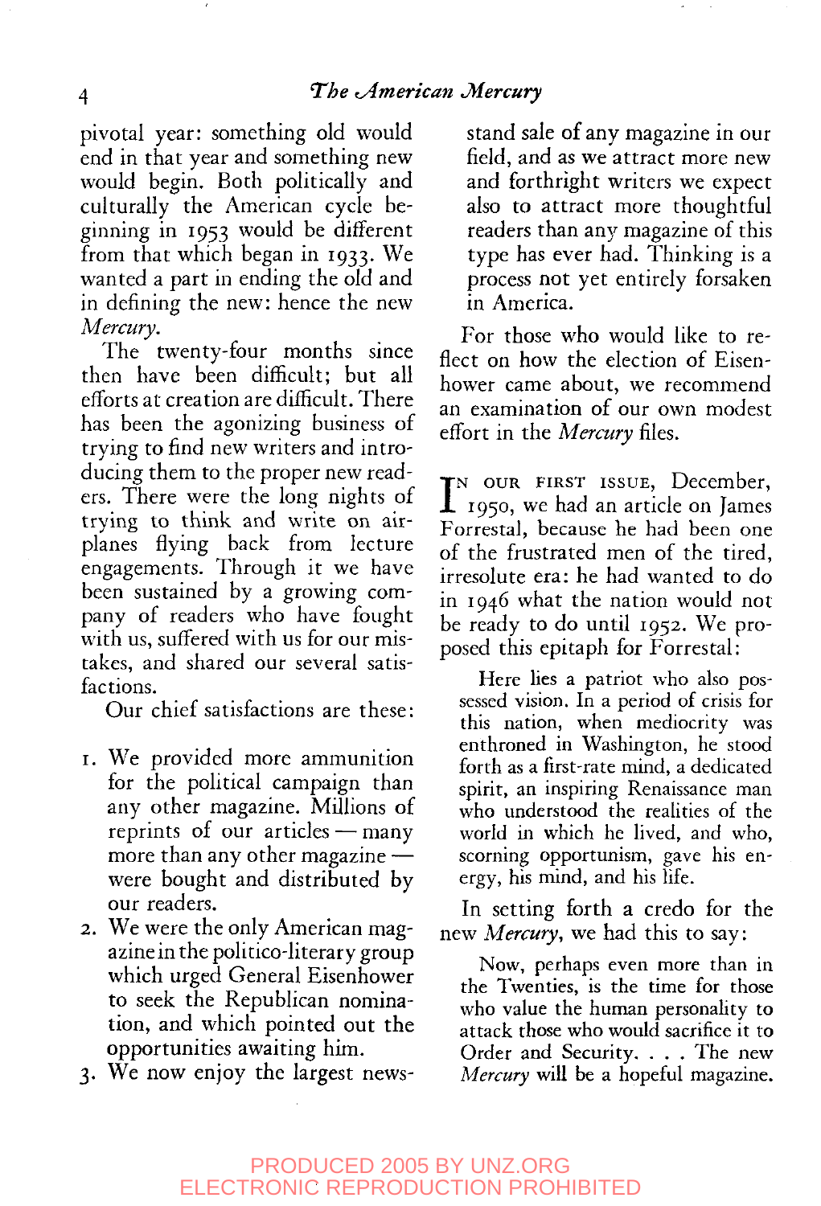pivotal year: something old would end in that year and something new would begin. Both politically and culturally the American cycle beginning in 1953 would be different from that which began in 1933. We wanted a part in ending the old and in defining the new: hence the new *Mercury*.

The twenty-four months since then have been difficult; but all efforts at creation are difficult. There has been the agonizing business of trying to find new writers and introducing them to the proper new readers. There were the long nights of trying to think and write on airplanes flying back from lecture engagements. Through it we have been sustained by a growing company of readers who have fought with us, suffered with us for our mistakes, and shared our several satisfactions.

Our chief satisfactions are these:

1. We provided more ammunition for the political campaign than any other magazine. Millions of reprints of our articles — many more than any other magazine — were bought and distributed by our readers.
2. We were the only American magazine in the politico-literary group which urged General Eisenhower to seek the Republican nomination, and which pointed out the opportunities awaiting him.
3. We now enjoy the largest newsstand sale of any magazine in our field, and as we attract more new and forthright writers we expect also to attract more thoughtful readers than any magazine of this type has ever had. Thinking is a process not yet entirely forsaken in America.

For those who would like to reflect on how the election of Eisenhower came about, we recommend an examination of our own modest effort in the *Mercury* files.

In our first issue, December, 1950, we had an article on James Forrestal, because he had been one of the frustrated men of the tired, irresolute era: he had wanted to do in 1946 what the nation would not be ready to do until 1952. We proposed this epitaph for Forrestal:

> Here lies a patriot who also possessed vision. In a period of crisis for this nation, when mediocrity was enthroned in Washington, he stood forth as a first-rate mind, a dedicated spirit, an inspiring Renaissance man who understood the realities of the world in which he lived, and who, scorning opportunism, gave his energy, his mind, and his life.

In setting forth a credo for the new *Mercury*, we had this to say:

> Now, perhaps even more than in the Twenties, is the time for those who value the human personality to attack those who would sacrifice it to Order and Security. . . . The new *Mercury* will be a hopeful magazine.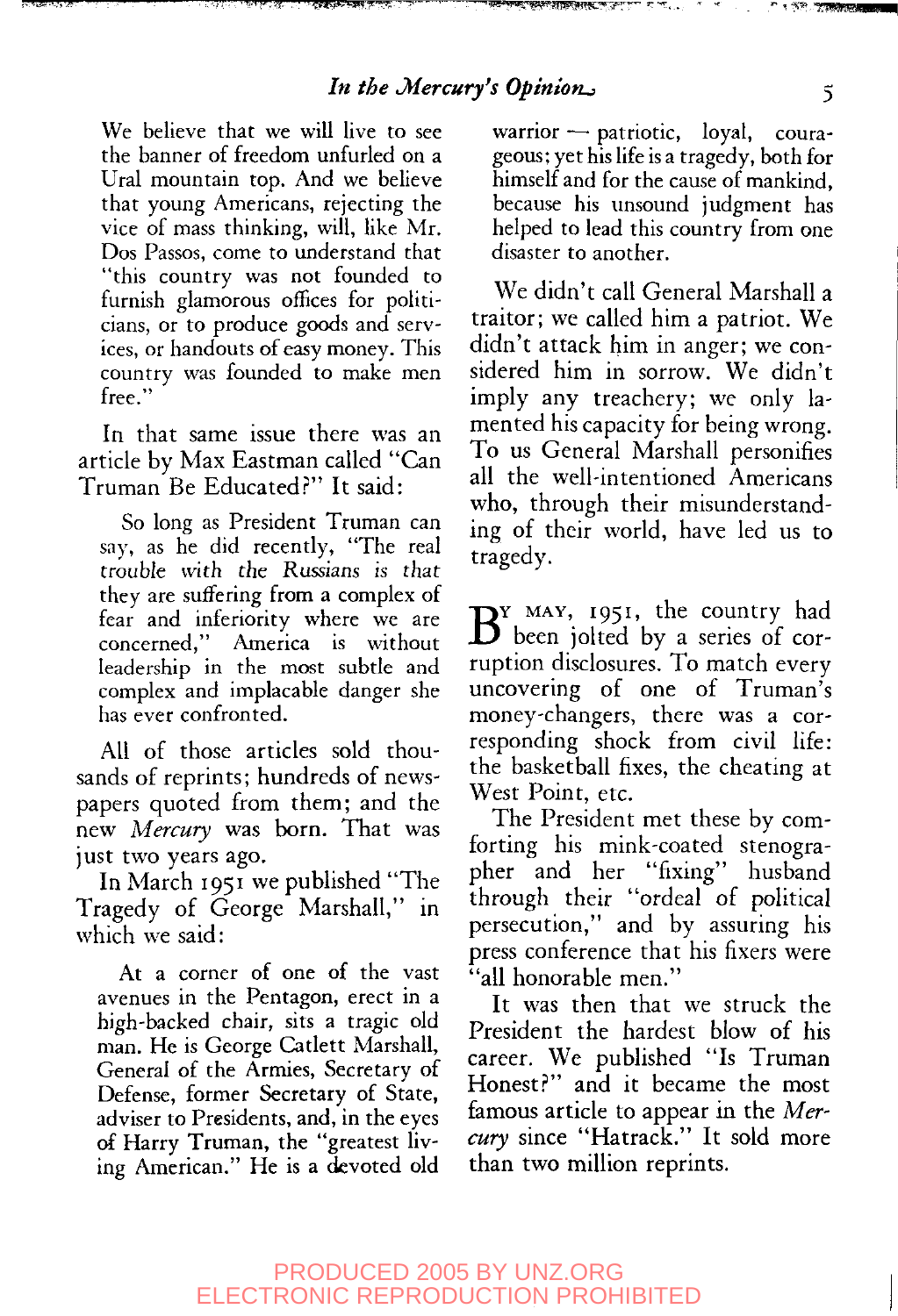We believe that we will live to see the banner of freedom unfurled on a Ural mountain top. And we believe that young Americans, rejecting the vice of mass thinking, will, like Mr. Dos Passos, come to understand that "this country was not founded to furnish glamorous offices for politicians, or to produce goods and services, or handouts of easy money. This country was founded to make men free."

In that same issue there was an article by Max Eastman called "Can Truman Be Educated?" It said:

> So long as President Truman can say, as he did recently, "The real *trouble with the Russians is that* they are suffering from a complex of fear and inferiority where we are concerned," America is without leadership in the most subtle and complex and implacable danger she has ever confronted.

All of those articles sold thousands of reprints; hundreds of newspapers quoted from them; and the new *Mercury* was born. That was just two years ago.

In March 1951 we published "The Tragedy of George Marshall," in which we said:

> At a corner of one of the vast avenues in the Pentagon, erect in a high-backed chair, sits a tragic old man. He is George Catlett Marshall, General of the Armies, Secretary of Defense, former Secretary of State, adviser to Presidents, and, in the eyes of Harry Truman, the "greatest living American." He is a devoted old warrior — patriotic, loyal, courageous; yet his life is a tragedy, both for himself and for the cause of mankind, because his unsound judgment has helped to lead this country from one disaster to another.

We didn't call General Marshall a traitor; we called him a patriot. We didn't attack him in anger; we considered him in sorrow. We didn't imply any treachery; we only lamented his capacity for being wrong. To us General Marshall personifies all the well-intentioned Americans who, through their misunderstanding of their world, have led us to tragedy.

By May, 1951, the country had been jolted by a series of corruption disclosures. To match every uncovering of one of Truman's money-changers, there was a corresponding shock from civil life: the basketball fixes, the cheating at West Point, etc.

The President met these by comforting his mink-coated stenographer and her "fixing" husband through their "ordeal of political persecution," and by assuring his press conference that his fixers were "all honorable men."

It was then that we struck the President the hardest blow of his career. We published "Is Truman Honest?" and it became the most famous article to appear in the *Mercury* since "Hatrack." It sold more than two million reprints.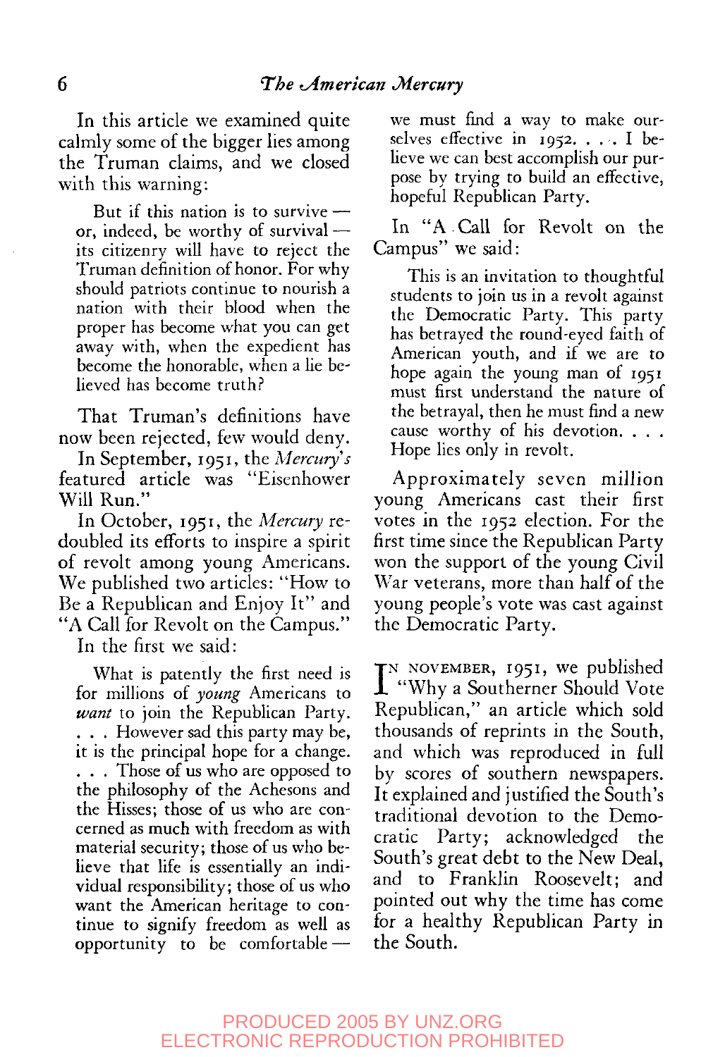In this article we examined quite calmly some of the bigger lies among the Truman claims, and we closed with this warning:

> But if this nation is to survive — or, indeed, be worthy of survival — its citizenry will have to reject the Truman definition of honor. For why should patriots continue to nourish a nation with their blood when the proper has become what you can get away with, when the expedient has become the honorable, when a lie believed has become truth?

That Truman's definitions have now been rejected, few would deny.

In September, 1951, the *Mercury's* featured article was "Eisenhower Will Run."

In October, 1951, the *Mercury* redoubled its efforts to inspire a spirit of revolt among young Americans. We published two articles: "How to Be a Republican and Enjoy It" and "A Call for Revolt on the Campus."

In the first we said:

> What is patently the first need is for millions of *young* Americans to *want* to join the Republican Party. . . . However sad this party may be, it is the principal hope for a change. . . . Those of us who are opposed to the philosophy of the Achesons and the Hisses; those of us who are concerned as much with freedom as with material security; those of us who believe that life is essentially an individual responsibility; those of us who want the American heritage to continue to signify freedom as well as opportunity to be comfortable — we must find a way to make ourselves effective in 1952. . . . I believe we can best accomplish our purpose by trying to build an effective, hopeful Republican Party.

In "A Call for Revolt on the Campus" we said:

> This is an invitation to thoughtful students to join us in a revolt against the Democratic Party. This party has betrayed the round-eyed faith of American youth, and if we are to hope again the young man of 1951 must first understand the nature of the betrayal, then he must find a new cause worthy of his devotion. . . . Hope lies only in revolt.

Approximately seven million young Americans cast their first votes in the 1952 election. For the first time since the Republican Party won the support of the young Civil War veterans, more than half of the young people's vote was cast against the Democratic Party.

In November, 1951, we published "Why a Southerner Should Vote Republican," an article which sold thousands of reprints in the South, and which was reproduced in full by scores of southern newspapers. It explained and justified the South's traditional devotion to the Democratic Party; acknowledged the South's great debt to the New Deal, and to Franklin Roosevelt; and pointed out why the time has come for a healthy Republican Party in the South.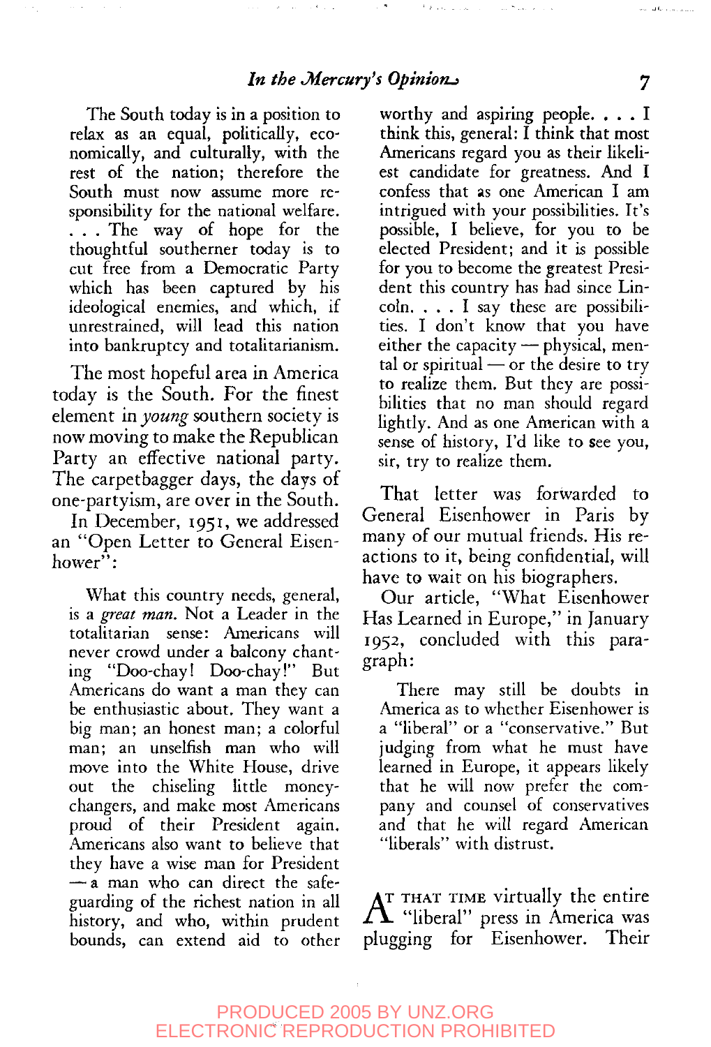The South today is in a position to relax as an equal, politically, economically, and culturally, with the rest of the nation; therefore the South must now assume more responsibility for the national welfare. . . . The way of hope for the thoughtful southerner today is to cut free from a Democratic Party which has been captured by his ideological enemies, and which, if unrestrained, will lead this nation into bankruptcy and totalitarianism.

The most hopeful area in America today is the South. For the finest element in *young* southern society is now moving to make the Republican Party an effective national party. The carpetbagger days, the days of one-partyism, are over in the South.

In December, 1951, we addressed an "Open Letter to General Eisenhower":

> What this country needs, general, is a *great man*. Not a Leader in the totalitarian sense: Americans will never crowd under a balcony chanting "Doo-chay! Doo-chay!" But Americans do want a man they can be enthusiastic about. They want a big man; an honest man; a colorful man; an unselfish man who will move into the White House, drive out the chiseling little money-changers, and make most Americans proud of their President again. Americans also want to believe that they have a wise man for President — a man who can direct the safeguarding of the richest nation in all history, and who, within prudent bounds, can extend aid to other worthy and aspiring people. . . . I think this, general: I think that most Americans regard you as their likeliest candidate for greatness. And I confess that as one American I am intrigued with your possibilities. It's possible, I believe, for you to be elected President; and it is possible for you to become the greatest President this country has had since Lincoln. . . . I say these are possibilities. I don't know that you have either the capacity — physical, mental or spiritual — or the desire to try to realize them. But they are possibilities that no man should regard lightly. And as one American with a sense of history, I'd like to see you, sir, try to realize them.

That letter was forwarded to General Eisenhower in Paris by many of our mutual friends. His reactions to it, being confidential, will have to wait on his biographers.

Our article, "What Eisenhower Has Learned in Europe," in January 1952, concluded with this paragraph:

> There may still be doubts in America as to whether Eisenhower is a "liberal" or a "conservative." But judging from what he must have learned in Europe, it appears likely that he will now prefer the company and counsel of conservatives and that he will regard American "liberals" with distrust.

At that time virtually the entire "liberal" press in America was plugging for Eisenhower. Their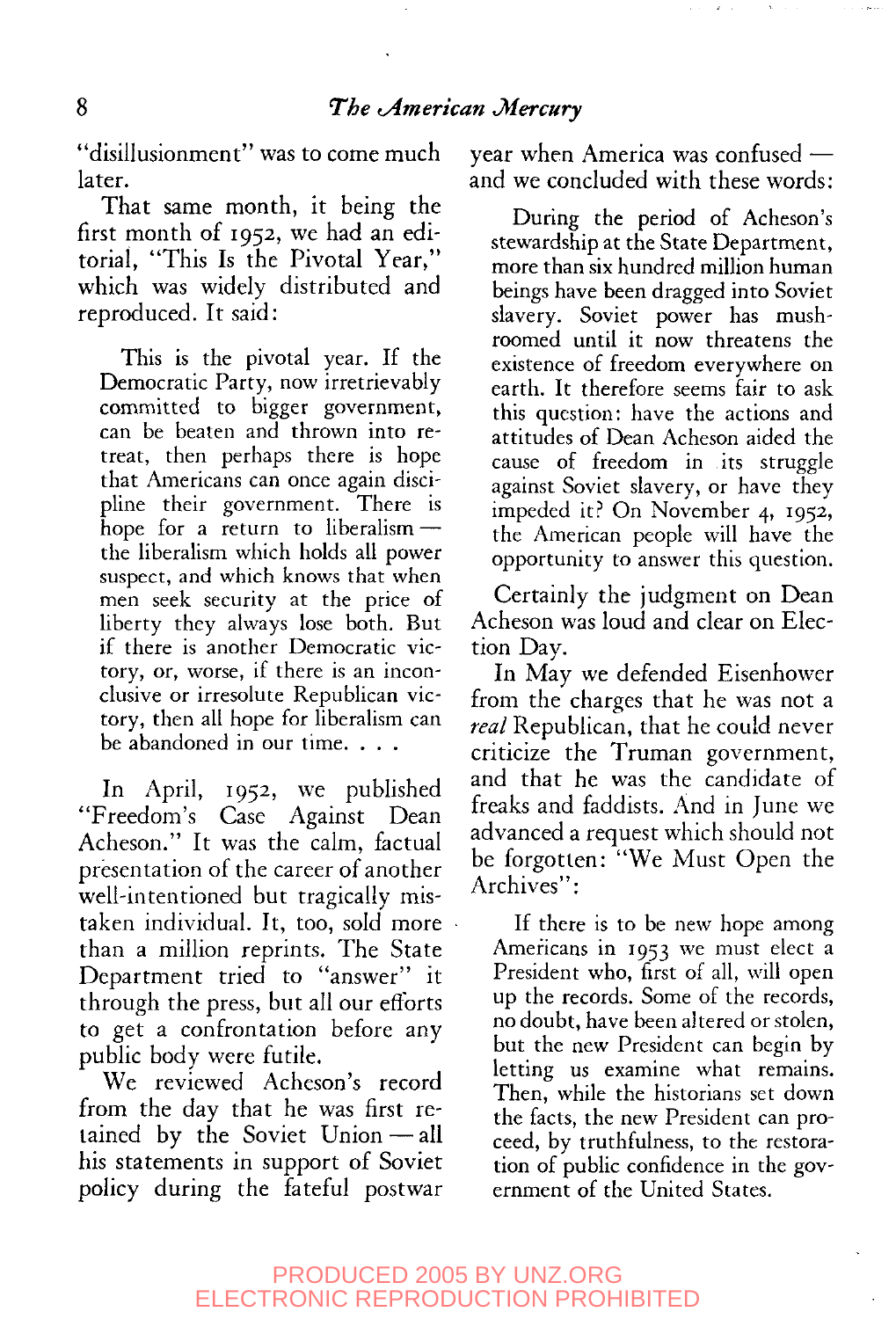"disillusionment" was to come much later.

That same month, it being the first month of 1952, we had an editorial, "This Is the Pivotal Year," which was widely distributed and reproduced. It said:

> This is the pivotal year. If the Democratic Party, now irretrievably committed to bigger government, can be beaten and thrown into retreat, then perhaps there is hope that Americans can once again discipline their government. There is hope for a return to liberalism — the liberalism which holds all power suspect, and which knows that when men seek security at the price of liberty they always lose both. But if there is another Democratic victory, or, worse, if there is an inconclusive or irresolute Republican victory, then all hope for liberalism can be abandoned in our time. . . .

In April, 1952, we published "Freedom's Case Against Dean Acheson." It was the calm, factual presentation of the career of another well-intentioned but tragically mistaken individual. It, too, sold more than a million reprints. The State Department tried to "answer" it through the press, but all our efforts to get a confrontation before any public body were futile.

We reviewed Acheson's record from the day that he was first retained by the Soviet Union — all his statements in support of Soviet policy during the fateful postwar year when America was confused — and we concluded with these words:

> During the period of Acheson's stewardship at the State Department, more than six hundred million human beings have been dragged into Soviet slavery. Soviet power has mushroomed until it now threatens the existence of freedom everywhere on earth. It therefore seems fair to ask this question: have the actions and attitudes of Dean Acheson aided the cause of freedom in its struggle against Soviet slavery, or have they impeded it? On November 4, 1952, the American people will have the opportunity to answer this question.

Certainly the judgment on Dean Acheson was loud and clear on Election Day.

In May we defended Eisenhower from the charges that he was not a *real* Republican, that he could never criticize the Truman government, and that he was the candidate of freaks and faddists. And in June we advanced a request which should not be forgotten: "We Must Open the Archives":

> If there is to be new hope among Americans in 1953 we must elect a President who, first of all, will open up the records. Some of the records, no doubt, have been altered or stolen, but the new President can begin by letting us examine what remains. Then, while the historians set down the facts, the new President can proceed, by truthfulness, to the restoration of public confidence in the government of the United States.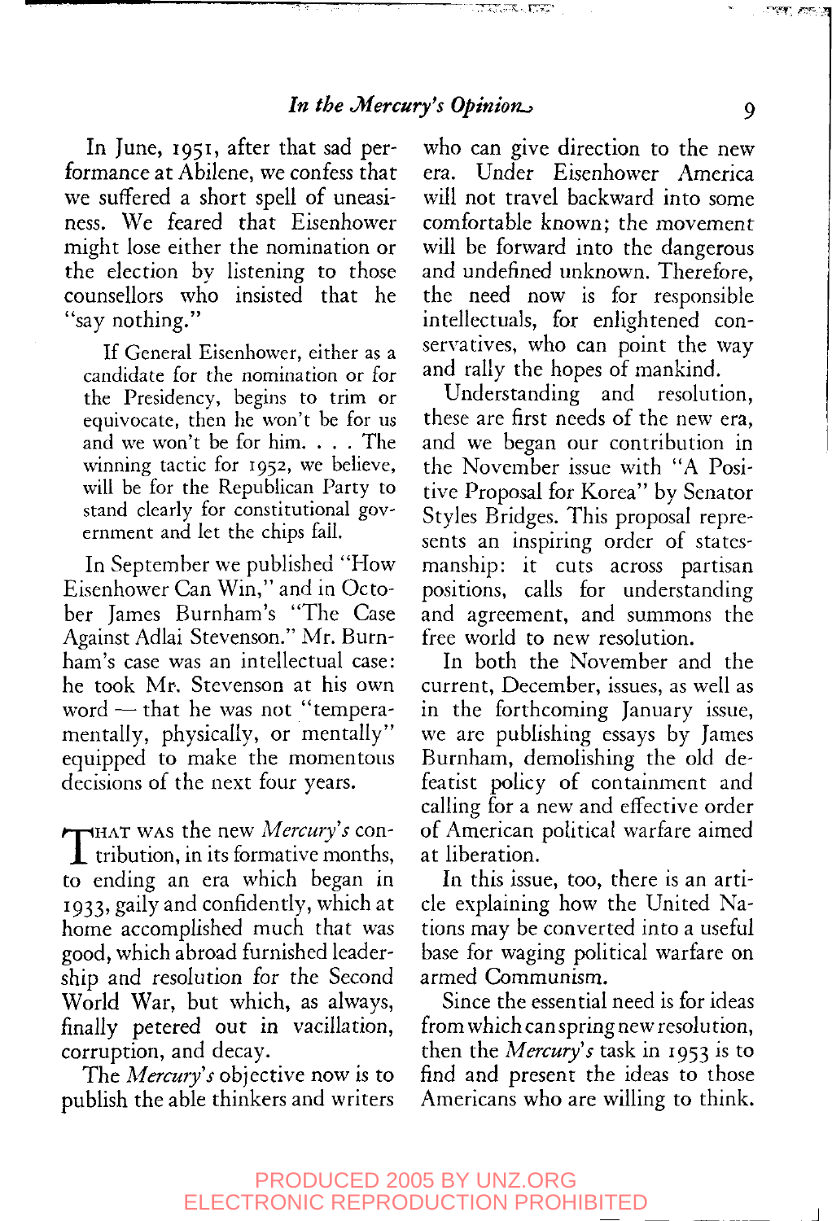In June, 1951, after that sad performance at Abilene, we confess that we suffered a short spell of uneasiness. We feared that Eisenhower might lose either the nomination or the election by listening to those counsellors who insisted that he "say nothing."

> If General Eisenhower, either as a candidate for the nomination or for the Presidency, begins to trim or equivocate, then he won't be for us and we won't be for him. . . . The winning tactic for 1952, we believe, will be for the Republican Party to stand clearly for constitutional government and let the chips fall.

In September we published "How Eisenhower Can Win," and in October James Burnham's "The Case Against Adlai Stevenson." Mr. Burnham's case was an intellectual case: he took Mr. Stevenson at his own word — that he was not "temperamentally, physically, or mentally" equipped to make the momentous decisions of the next four years.

That was the new *Mercury's* contribution, in its formative months, to ending an era which began in 1933, gaily and confidently, which at home accomplished much that was good, which abroad furnished leadership and resolution for the Second World War, but which, as always, finally petered out in vacillation, corruption, and decay.

The *Mercury's* objective now is to publish the able thinkers and writers who can give direction to the new era. Under Eisenhower America will not travel backward into some comfortable known; the movement will be forward into the dangerous and undefined unknown. Therefore, the need now is for responsible intellectuals, for enlightened conservatives, who can point the way and rally the hopes of mankind.

Understanding and resolution, these are first needs of the new era, and we began our contribution in the November issue with "A Positive Proposal for Korea" by Senator Styles Bridges. This proposal represents an inspiring order of statesmanship: it cuts across partisan positions, calls for understanding and agreement, and summons the free world to new resolution.

In both the November and the current, December, issues, as well as in the forthcoming January issue, we are publishing essays by James Burnham, demolishing the old defeatist policy of containment and calling for a new and effective order of American political warfare aimed at liberation.

In this issue, too, there is an article explaining how the United Nations may be converted into a useful base for waging political warfare on armed Communism.

Since the essential need is for ideas from which can spring new resolution, then the *Mercury's* task in 1953 is to find and present the ideas to those Americans who are willing to think.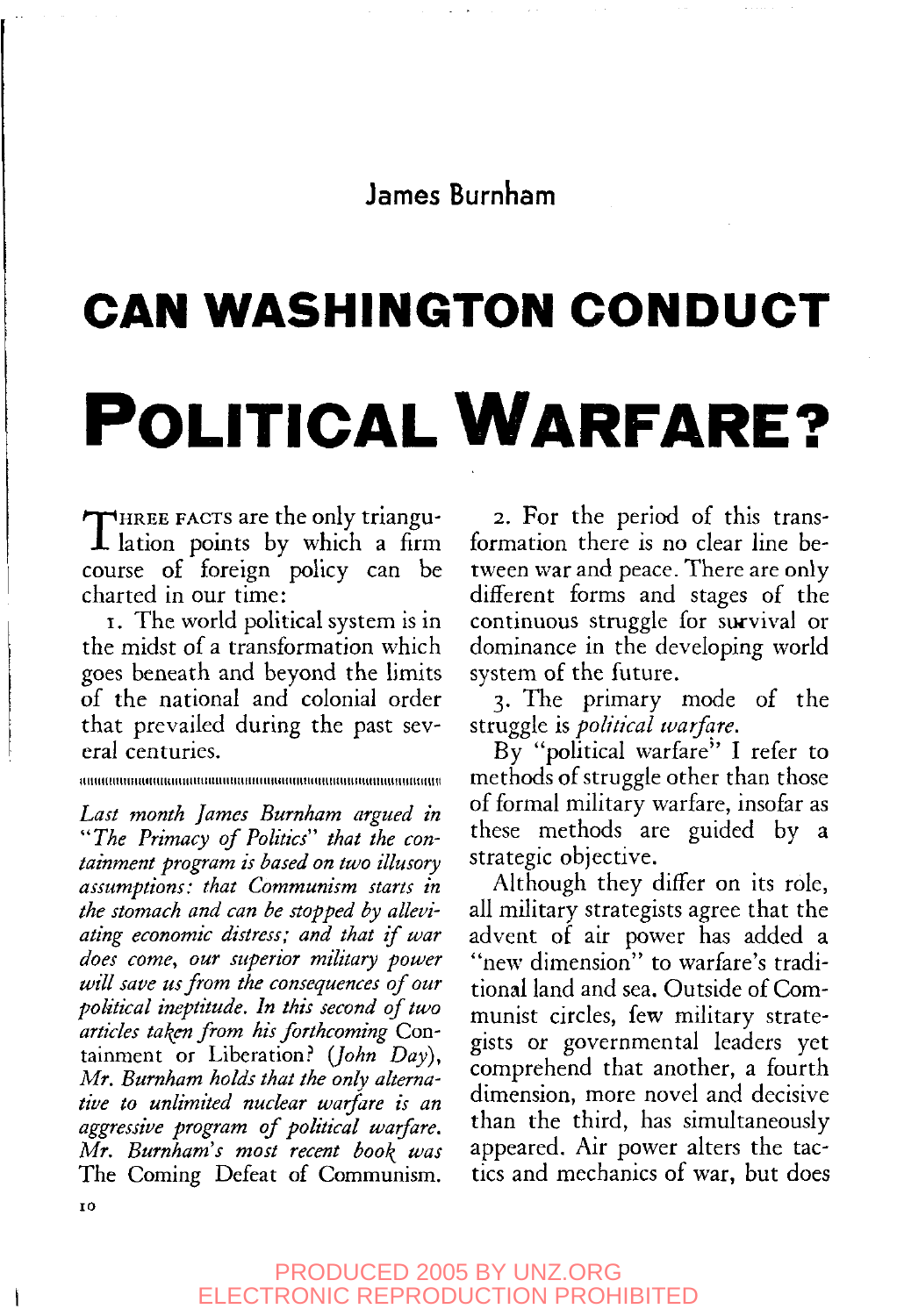James Burnham

# CAN WASHINGTON CONDUCT POLITICAL WARFARE?

THREE FACTS are the only triangulation points by which a firm course of foreign policy can be charted in our time:

1. The world political system is in the midst of a transformation which goes beneath and beyond the limits of the national and colonial order that prevailed during the past several centuries.

2. For the period of this transformation there is no clear line between war and peace. There are only different forms and stages of the continuous struggle for survival or dominance in the developing world system of the future.

3. The primary mode of the struggle is *political warfare.*

By "political warfare" I refer to methods of struggle other than those of formal military warfare, insofar as these methods are guided by a strategic objective.

Although they differ on its role, all military strategists agree that the advent of air power has added a "new dimension" to warfare's traditional land and sea. Outside of Communist circles, few military strategists or governmental leaders yet comprehend that another, a fourth dimension, more novel and decisive than the third, has simultaneously appeared. Air power alters the tactics and mechanics of war, but does

*Last month James Burnham argued in "The Primacy of Politics" that the containment program is based on two illusory assumptions: that Communism starts in the stomach and can be stopped by alleviating economic distress; and that if war does come, our superior military power will save us from the consequences of our political ineptitude. In this second of two articles taken from his forthcoming* Containment or Liberation? *(John Day), Mr. Burnham holds that the only alternative to unlimited nuclear warfare is an aggressive program of political warfare. Mr. Burnham's most recent book was* The Coming Defeat of Communism.